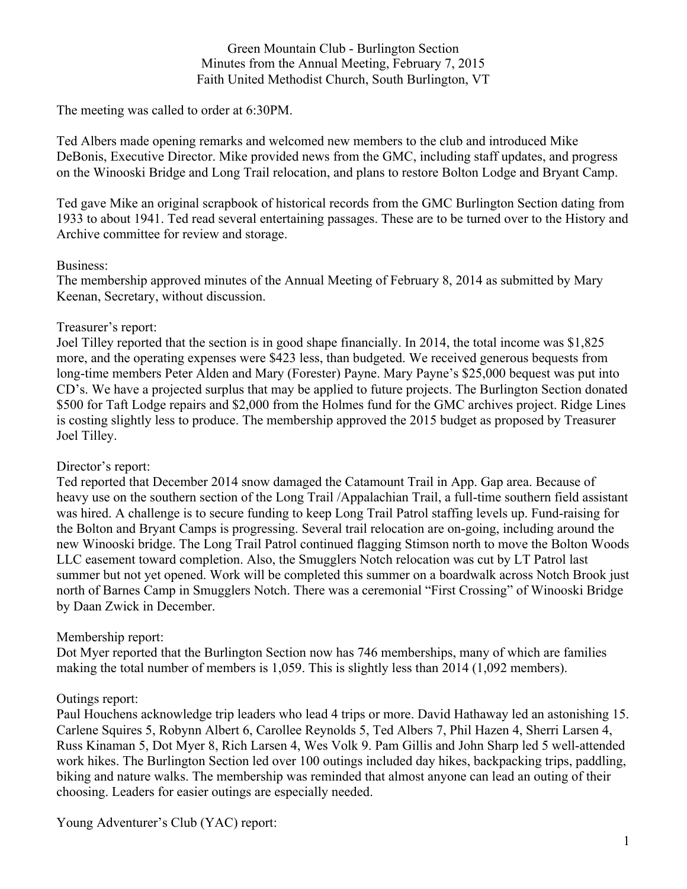Green Mountain Club - Burlington Section
Minutes from the Annual Meeting, February 7, 2015
Faith United Methodist Church, South Burlington, VT

The meeting was called to order at 6:30PM.

Ted Albers made opening remarks and welcomed new members to the club and introduced Mike DeBonis, Executive Director. Mike provided news from the GMC, including staff updates, and progress on the Winooski Bridge and Long Trail relocation, and plans to restore Bolton Lodge and Bryant Camp.

Ted gave Mike an original scrapbook of historical records from the GMC Burlington Section dating from 1933 to about 1941. Ted read several entertaining passages. These are to be turned over to the History and Archive committee for review and storage.

Business:
The membership approved minutes of the Annual Meeting of February 8, 2014 as submitted by Mary Keenan, Secretary, without discussion.

Treasurer's report:
Joel Tilley reported that the section is in good shape financially. In 2014, the total income was $1,825 more, and the operating expenses were $423 less, than budgeted. We received generous bequests from long-time members Peter Alden and Mary (Forester) Payne. Mary Payne's $25,000 bequest was put into CD's. We have a projected surplus that may be applied to future projects. The Burlington Section donated $500 for Taft Lodge repairs and $2,000 from the Holmes fund for the GMC archives project. Ridge Lines is costing slightly less to produce. The membership approved the 2015 budget as proposed by Treasurer Joel Tilley.

Director's report:
Ted reported that December 2014 snow damaged the Catamount Trail in App. Gap area. Because of heavy use on the southern section of the Long Trail /Appalachian Trail, a full-time southern field assistant was hired. A challenge is to secure funding to keep Long Trail Patrol staffing levels up. Fund-raising for the Bolton and Bryant Camps is progressing. Several trail relocation are on-going, including around the new Winooski bridge. The Long Trail Patrol continued flagging Stimson north to move the Bolton Woods LLC easement toward completion. Also, the Smugglers Notch relocation was cut by LT Patrol last summer but not yet opened. Work will be completed this summer on a boardwalk across Notch Brook just north of Barnes Camp in Smugglers Notch. There was a ceremonial "First Crossing" of Winooski Bridge by Daan Zwick in December.

Membership report:
Dot Myer reported that the Burlington Section now has 746 memberships, many of which are families making the total number of members is 1,059. This is slightly less than 2014 (1,092 members).

Outings report:
Paul Houchens acknowledge trip leaders who lead 4 trips or more. David Hathaway led an astonishing 15. Carlene Squires 5, Robynn Albert 6, Carollee Reynolds 5, Ted Albers 7, Phil Hazen 4, Sherri Larsen 4, Russ Kinaman 5, Dot Myer 8, Rich Larsen 4, Wes Volk 9. Pam Gillis and John Sharp led 5 well-attended work hikes. The Burlington Section led over 100 outings included day hikes, backpacking trips, paddling, biking and nature walks. The membership was reminded that almost anyone can lead an outing of their choosing. Leaders for easier outings are especially needed.

Young Adventurer's Club (YAC) report: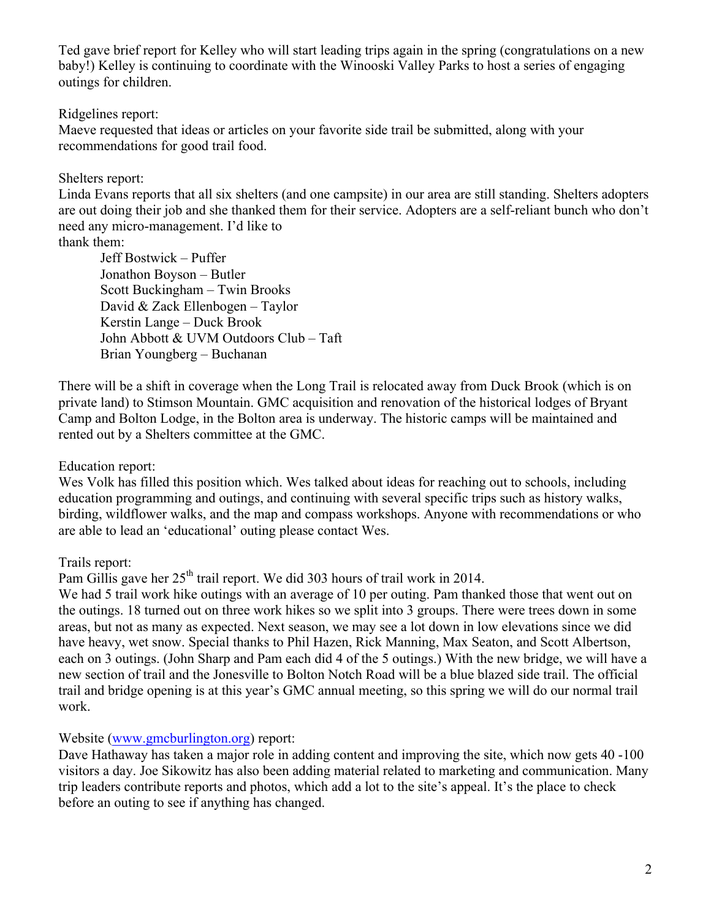Ted gave brief report for Kelley who will start leading trips again in the spring (congratulations on a new baby!) Kelley is continuing to coordinate with the Winooski Valley Parks to host a series of engaging outings for children.

Ridgelines report:
Maeve requested that ideas or articles on your favorite side trail be submitted, along with your recommendations for good trail food.

Shelters report:
Linda Evans reports that all six shelters (and one campsite) in our area are still standing. Shelters adopters are out doing their job and she thanked them for their service. Adopters are a self-reliant bunch who don't need any micro-management. I'd like to thank them:

- Jeff Bostwick – Puffer
- Jonathon Boyson – Butler
- Scott Buckingham – Twin Brooks
- David & Zack Ellenbogen – Taylor
- Kerstin Lange – Duck Brook
- John Abbott & UVM Outdoors Club – Taft
- Brian Youngberg – Buchanan

There will be a shift in coverage when the Long Trail is relocated away from Duck Brook (which is on private land) to Stimson Mountain. GMC acquisition and renovation of the historical lodges of Bryant Camp and Bolton Lodge, in the Bolton area is underway. The historic camps will be maintained and rented out by a Shelters committee at the GMC.

Education report:
Wes Volk has filled this position which. Wes talked about ideas for reaching out to schools, including education programming and outings, and continuing with several specific trips such as history walks, birding, wildflower walks, and the map and compass workshops. Anyone with recommendations or who are able to lead an 'educational' outing please contact Wes.

Trails report:
Pam Gillis gave her 25th trail report. We did 303 hours of trail work in 2014.
We had 5 trail work hike outings with an average of 10 per outing. Pam thanked those that went out on the outings. 18 turned out on three work hikes so we split into 3 groups. There were trees down in some areas, but not as many as expected. Next season, we may see a lot down in low elevations since we did have heavy, wet snow. Special thanks to Phil Hazen, Rick Manning, Max Seaton, and Scott Albertson, each on 3 outings. (John Sharp and Pam each did 4 of the 5 outings.) With the new bridge, we will have a new section of trail and the Jonesville to Bolton Notch Road will be a blue blazed side trail. The official trail and bridge opening is at this year's GMC annual meeting, so this spring we will do our normal trail work.

Website (www.gmcburlington.org) report:
Dave Hathaway has taken a major role in adding content and improving the site, which now gets 40 -100 visitors a day. Joe Sikowitz has also been adding material related to marketing and communication. Many trip leaders contribute reports and photos, which add a lot to the site's appeal. It's the place to check before an outing to see if anything has changed.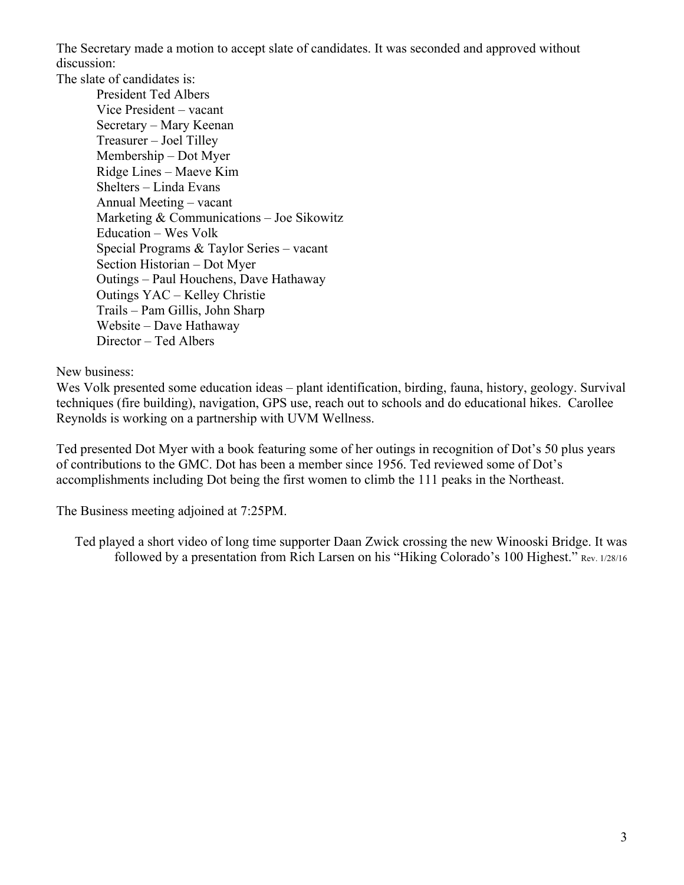The Secretary made a motion to accept slate of candidates. It was seconded and approved without discussion:

The slate of candidates is:

- President Ted Albers
- Vice President – vacant
- Secretary – Mary Keenan
- Treasurer – Joel Tilley
- Membership – Dot Myer
- Ridge Lines – Maeve Kim
- Shelters – Linda Evans
- Annual Meeting – vacant
- Marketing & Communications – Joe Sikowitz
- Education – Wes Volk
- Special Programs & Taylor Series – vacant
- Section Historian – Dot Myer
- Outings – Paul Houchens, Dave Hathaway
- Outings YAC – Kelley Christie
- Trails – Pam Gillis, John Sharp
- Website – Dave Hathaway
- Director – Ted Albers

New business:

Wes Volk presented some education ideas – plant identification, birding, fauna, history, geology. Survival techniques (fire building), navigation, GPS use, reach out to schools and do educational hikes. Carollee Reynolds is working on a partnership with UVM Wellness.

Ted presented Dot Myer with a book featuring some of her outings in recognition of Dot's 50 plus years of contributions to the GMC. Dot has been a member since 1956. Ted reviewed some of Dot's accomplishments including Dot being the first women to climb the 111 peaks in the Northeast.

The Business meeting adjoined at 7:25PM.

Ted played a short video of long time supporter Daan Zwick crossing the new Winooski Bridge. It was followed by a presentation from Rich Larsen on his "Hiking Colorado's 100 Highest." Rev. 1/28/16